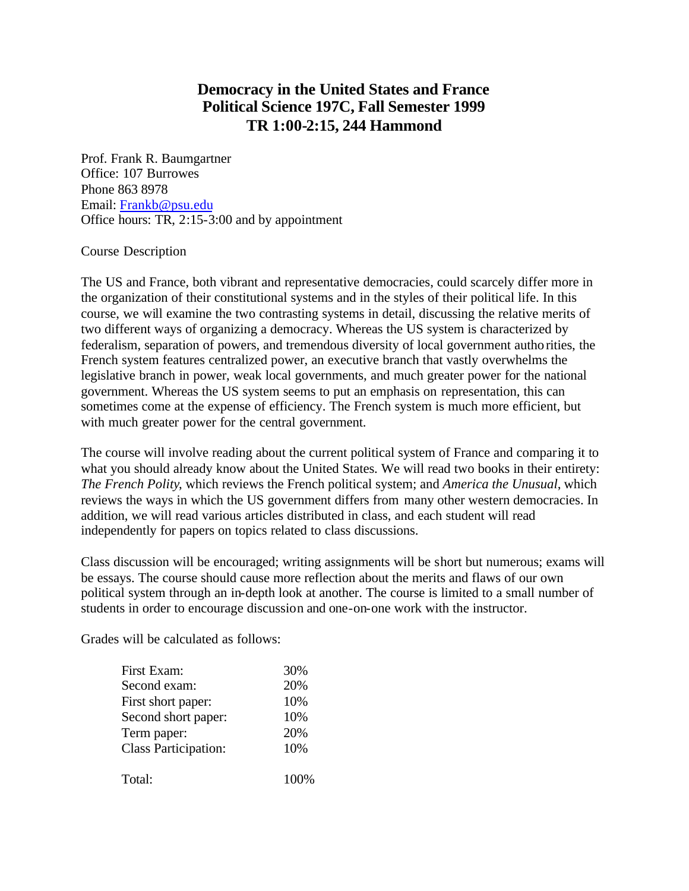# Democracy in the United States and France
## Political Science 197C, Fall Semester 1999
## TR 1:00-2:15, 244 Hammond

Prof. Frank R. Baumgartner
Office: 107 Burrowes
Phone 863 8978
Email: Frankb@psu.edu
Office hours: TR, 2:15-3:00 and by appointment

Course Description

The US and France, both vibrant and representative democracies, could scarcely differ more in the organization of their constitutional systems and in the styles of their political life. In this course, we will examine the two contrasting systems in detail, discussing the relative merits of two different ways of organizing a democracy. Whereas the US system is characterized by federalism, separation of powers, and tremendous diversity of local government authorities, the French system features centralized power, an executive branch that vastly overwhelms the legislative branch in power, weak local governments, and much greater power for the national government. Whereas the US system seems to put an emphasis on representation, this can sometimes come at the expense of efficiency. The French system is much more efficient, but with much greater power for the central government.

The course will involve reading about the current political system of France and comparing it to what you should already know about the United States. We will read two books in their entirety: *The French Polity*, which reviews the French political system; and *America the Unusual*, which reviews the ways in which the US government differs from many other western democracies. In addition, we will read various articles distributed in class, and each student will read independently for papers on topics related to class discussions.

Class discussion will be encouraged; writing assignments will be short but numerous; exams will be essays. The course should cause more reflection about the merits and flaws of our own political system through an in-depth look at another. The course is limited to a small number of students in order to encourage discussion and one-on-one work with the instructor.

Grades will be calculated as follows:

| | |
|---|---|
| First Exam: | 30% |
| Second exam: | 20% |
| First short paper: | 10% |
| Second short paper: | 10% |
| Term paper: | 20% |
| Class Participation: | 10% |
| Total: | 100% |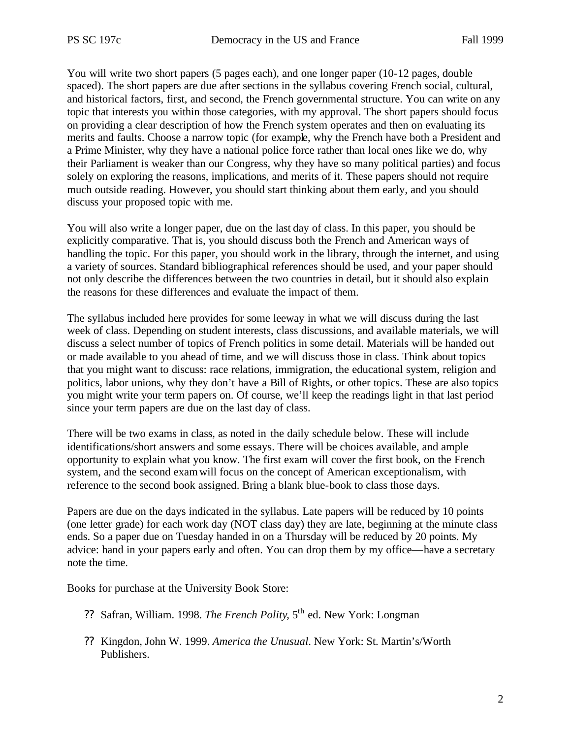You will write two short papers (5 pages each), and one longer paper (10-12 pages, double spaced). The short papers are due after sections in the syllabus covering French social, cultural, and historical factors, first, and second, the French governmental structure. You can write on any topic that interests you within those categories, with my approval. The short papers should focus on providing a clear description of how the French system operates and then on evaluating its merits and faults. Choose a narrow topic (for example, why the French have both a President and a Prime Minister, why they have a national police force rather than local ones like we do, why their Parliament is weaker than our Congress, why they have so many political parties) and focus solely on exploring the reasons, implications, and merits of it. These papers should not require much outside reading. However, you should start thinking about them early, and you should discuss your proposed topic with me.

You will also write a longer paper, due on the last day of class. In this paper, you should be explicitly comparative. That is, you should discuss both the French and American ways of handling the topic. For this paper, you should work in the library, through the internet, and using a variety of sources. Standard bibliographical references should be used, and your paper should not only describe the differences between the two countries in detail, but it should also explain the reasons for these differences and evaluate the impact of them.

The syllabus included here provides for some leeway in what we will discuss during the last week of class. Depending on student interests, class discussions, and available materials, we will discuss a select number of topics of French politics in some detail. Materials will be handed out or made available to you ahead of time, and we will discuss those in class. Think about topics that you might want to discuss: race relations, immigration, the educational system, religion and politics, labor unions, why they don't have a Bill of Rights, or other topics. These are also topics you might write your term papers on. Of course, we'll keep the readings light in that last period since your term papers are due on the last day of class.

There will be two exams in class, as noted in the daily schedule below. These will include identifications/short answers and some essays. There will be choices available, and ample opportunity to explain what you know. The first exam will cover the first book, on the French system, and the second exam will focus on the concept of American exceptionalism, with reference to the second book assigned. Bring a blank blue-book to class those days.

Papers are due on the days indicated in the syllabus. Late papers will be reduced by 10 points (one letter grade) for each work day (NOT class day) they are late, beginning at the minute class ends. So a paper due on Tuesday handed in on a Thursday will be reduced by 20 points. My advice: hand in your papers early and often. You can drop them by my office—have a secretary note the time.

Books for purchase at the University Book Store:

- Safran, William. 1998. *The French Polity*, 5th ed. New York: Longman
- Kingdon, John W. 1999. *America the Unusual*. New York: St. Martin's/Worth Publishers.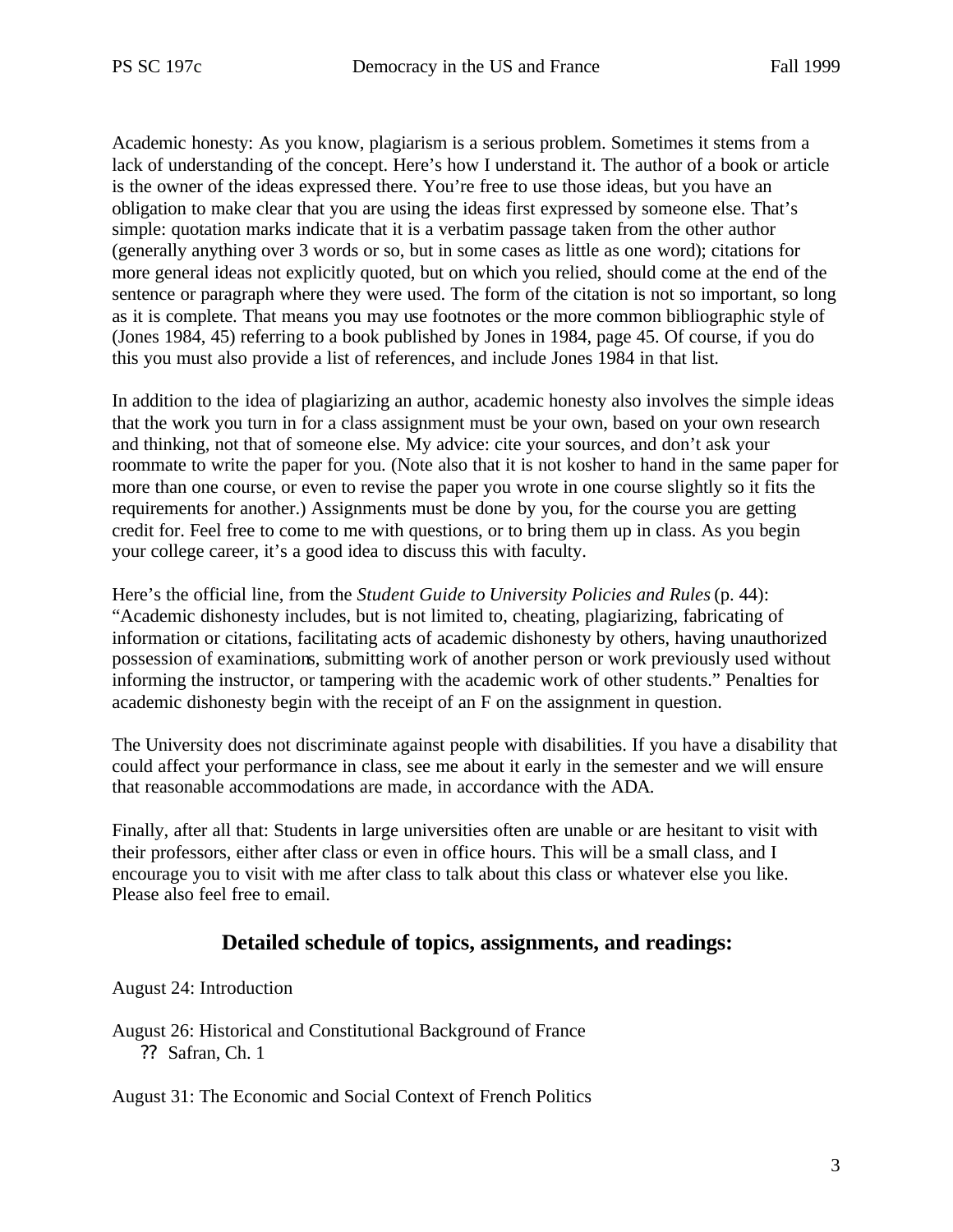Academic honesty: As you know, plagiarism is a serious problem. Sometimes it stems from a lack of understanding of the concept. Here's how I understand it. The author of a book or article is the owner of the ideas expressed there. You're free to use those ideas, but you have an obligation to make clear that you are using the ideas first expressed by someone else. That's simple: quotation marks indicate that it is a verbatim passage taken from the other author (generally anything over 3 words or so, but in some cases as little as one word); citations for more general ideas not explicitly quoted, but on which you relied, should come at the end of the sentence or paragraph where they were used. The form of the citation is not so important, so long as it is complete. That means you may use footnotes or the more common bibliographic style of (Jones 1984, 45) referring to a book published by Jones in 1984, page 45. Of course, if you do this you must also provide a list of references, and include Jones 1984 in that list.

In addition to the idea of plagiarizing an author, academic honesty also involves the simple ideas that the work you turn in for a class assignment must be your own, based on your own research and thinking, not that of someone else. My advice: cite your sources, and don't ask your roommate to write the paper for you. (Note also that it is not kosher to hand in the same paper for more than one course, or even to revise the paper you wrote in one course slightly so it fits the requirements for another.) Assignments must be done by you, for the course you are getting credit for. Feel free to come to me with questions, or to bring them up in class. As you begin your college career, it's a good idea to discuss this with faculty.

Here's the official line, from the *Student Guide to University Policies and Rules* (p. 44): "Academic dishonesty includes, but is not limited to, cheating, plagiarizing, fabricating of information or citations, facilitating acts of academic dishonesty by others, having unauthorized possession of examinations, submitting work of another person or work previously used without informing the instructor, or tampering with the academic work of other students." Penalties for academic dishonesty begin with the receipt of an F on the assignment in question.

The University does not discriminate against people with disabilities. If you have a disability that could affect your performance in class, see me about it early in the semester and we will ensure that reasonable accommodations are made, in accordance with the ADA.

Finally, after all that: Students in large universities often are unable or are hesitant to visit with their professors, either after class or even in office hours. This will be a small class, and I encourage you to visit with me after class to talk about this class or whatever else you like. Please also feel free to email.

## Detailed schedule of topics, assignments, and readings:

August 24: Introduction

August 26: Historical and Constitutional Background of France
- Safran, Ch. 1

August 31: The Economic and Social Context of French Politics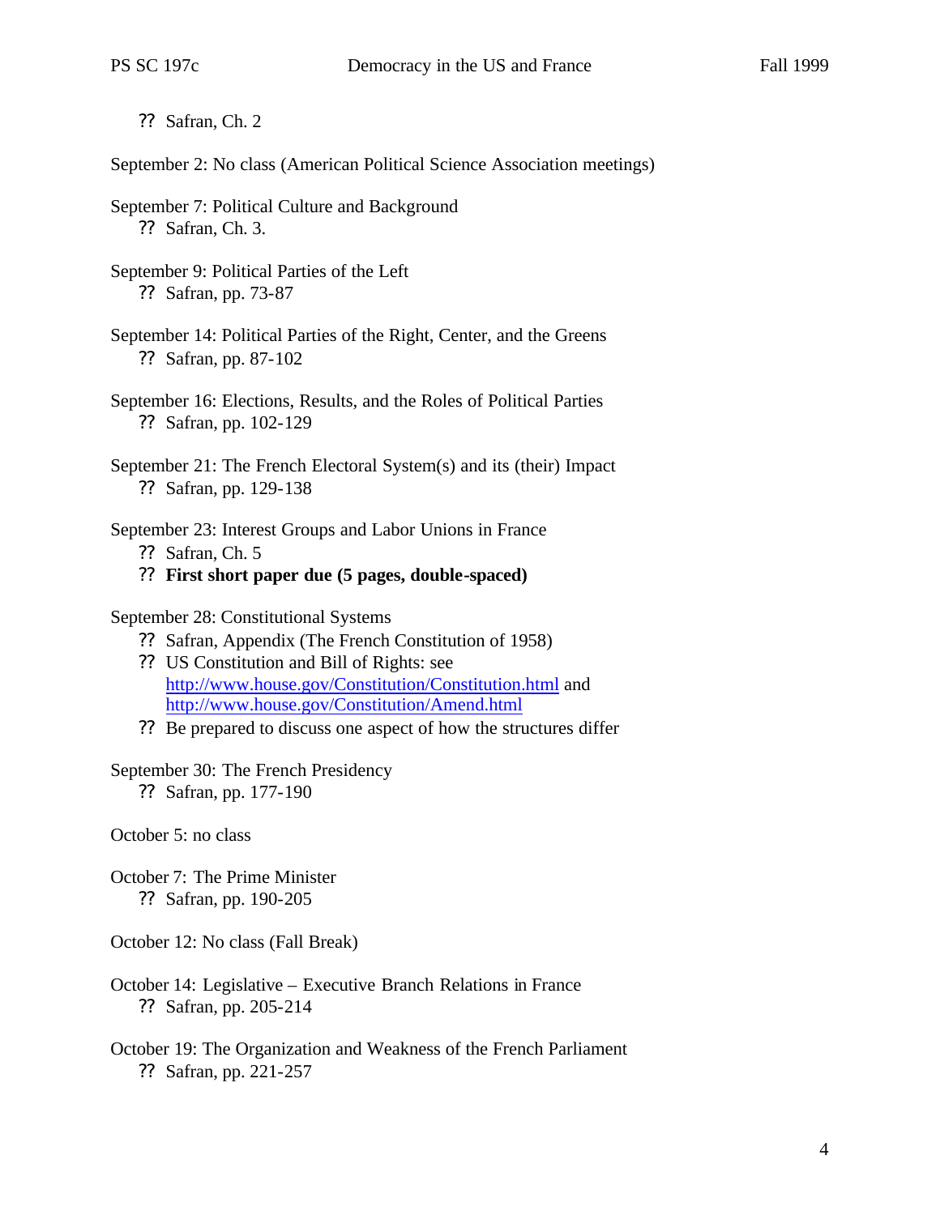- Safran, Ch. 2

September 2: No class (American Political Science Association meetings)

September 7: Political Culture and Background
- Safran, Ch. 3.

September 9: Political Parties of the Left
- Safran, pp. 73-87

September 14: Political Parties of the Right, Center, and the Greens
- Safran, pp. 87-102

September 16: Elections, Results, and the Roles of Political Parties
- Safran, pp. 102-129

September 21: The French Electoral System(s) and its (their) Impact
- Safran, pp. 129-138

September 23: Interest Groups and Labor Unions in France
- Safran, Ch. 5
- **First short paper due (5 pages, double-spaced)**

September 28: Constitutional Systems
- Safran, Appendix (The French Constitution of 1958)
- US Constitution and Bill of Rights: see http://www.house.gov/Constitution/Constitution.html and http://www.house.gov/Constitution/Amend.html
- Be prepared to discuss one aspect of how the structures differ

September 30: The French Presidency
- Safran, pp. 177-190

October 5: no class

October 7: The Prime Minister
- Safran, pp. 190-205

October 12: No class (Fall Break)

October 14: Legislative – Executive Branch Relations in France
- Safran, pp. 205-214

October 19: The Organization and Weakness of the French Parliament
- Safran, pp. 221-257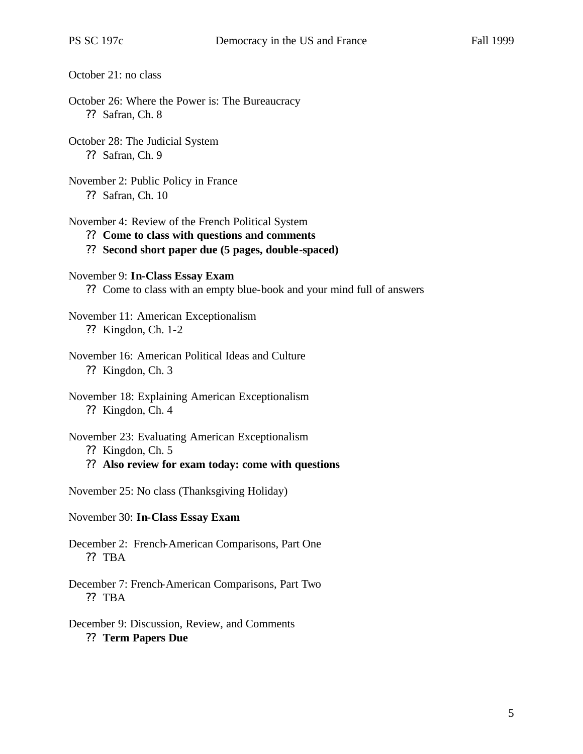October 21: no class

October 26: Where the Power is: The Bureaucracy
- Safran, Ch. 8

October 28: The Judicial System
- Safran, Ch. 9

November 2: Public Policy in France
- Safran, Ch. 10

November 4: Review of the French Political System
- **Come to class with questions and comments**
- **Second short paper due (5 pages, double-spaced)**

November 9: **In-Class Essay Exam**
- Come to class with an empty blue-book and your mind full of answers

November 11: American Exceptionalism
- Kingdon, Ch. 1-2

November 16: American Political Ideas and Culture
- Kingdon, Ch. 3

November 18: Explaining American Exceptionalism
- Kingdon, Ch. 4

November 23: Evaluating American Exceptionalism
- Kingdon, Ch. 5
- **Also review for exam today: come with questions**

November 25: No class (Thanksgiving Holiday)

November 30: **In-Class Essay Exam**

December 2: French-American Comparisons, Part One
- TBA

December 7: French-American Comparisons, Part Two
- TBA

December 9: Discussion, Review, and Comments
- **Term Papers Due**